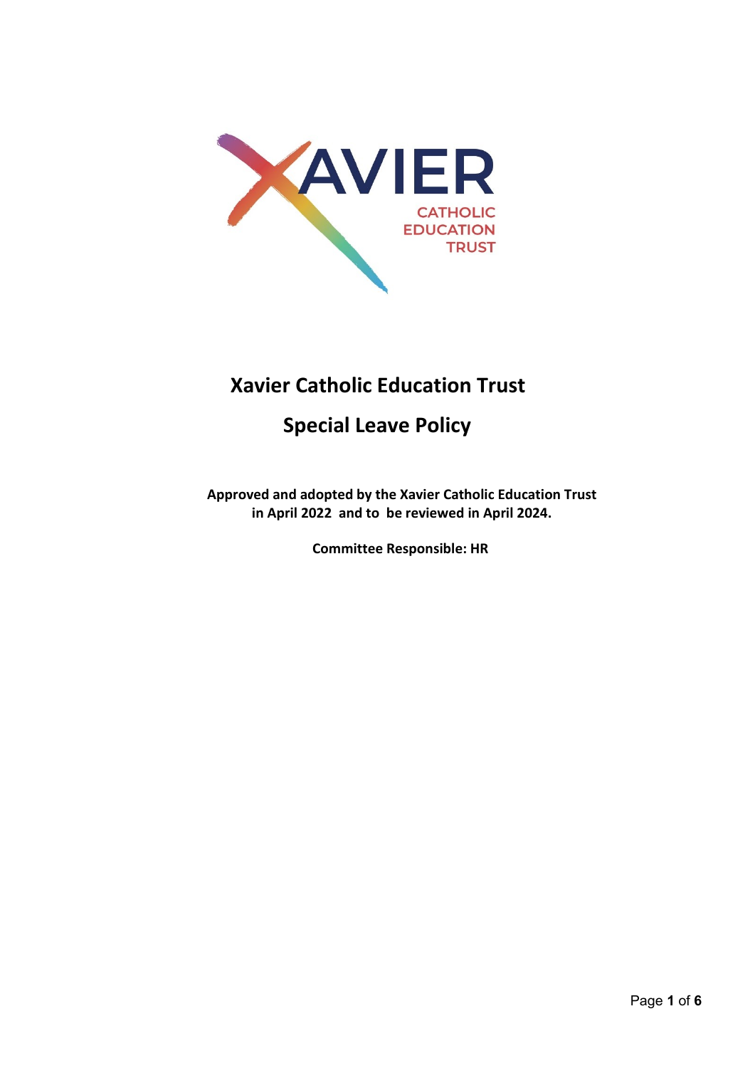# Xavier Catholic Education Trust

## Special Leave Policy

**Approved and adopted by the Xavier Catholic Education Trust in April 2022 and to be reviewed in April 2024.**

**Committee Responsible: HR**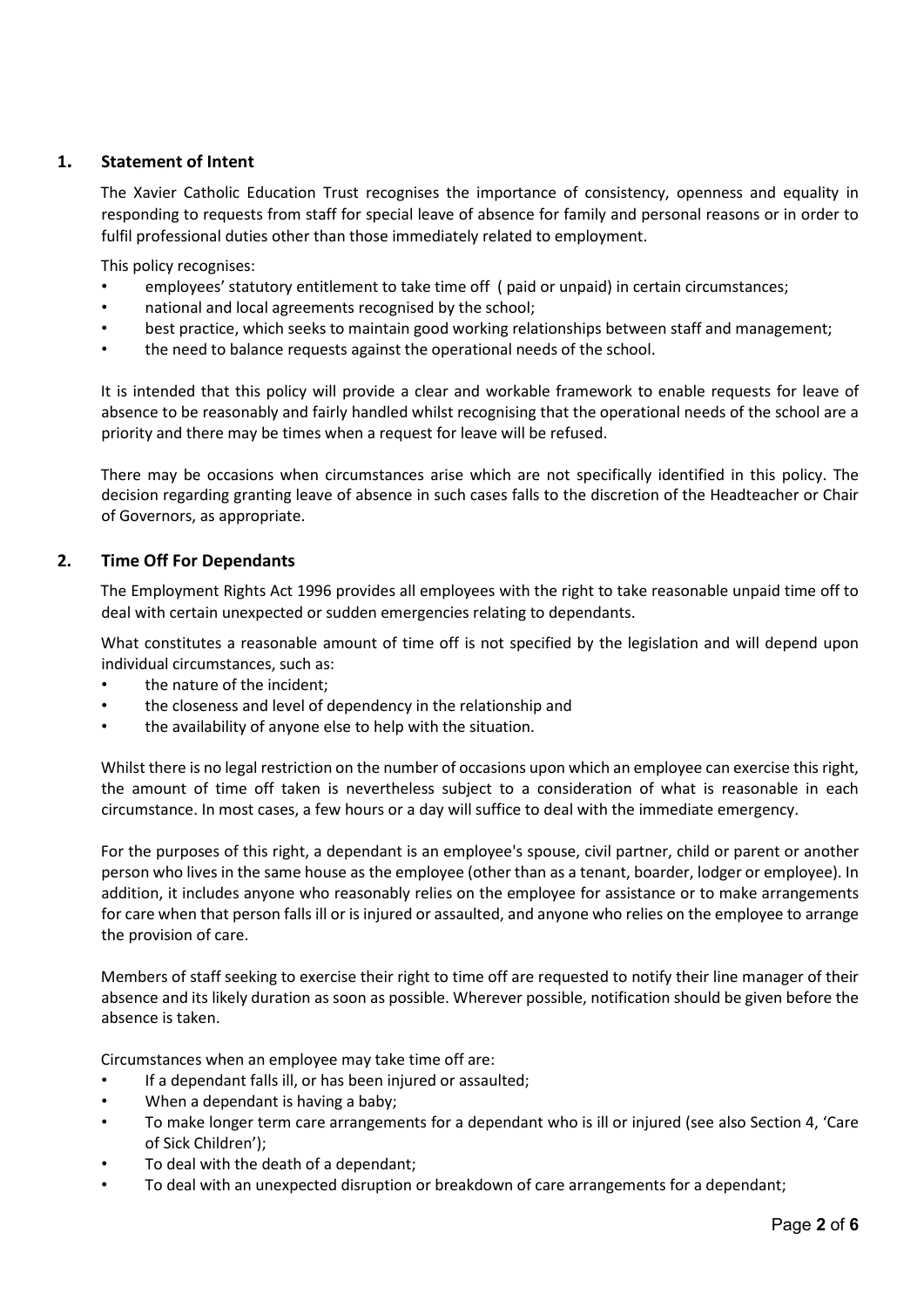## 1. Statement of Intent

The Xavier Catholic Education Trust recognises the importance of consistency, openness and equality in responding to requests from staff for special leave of absence for family and personal reasons or in order to fulfil professional duties other than those immediately related to employment.

This policy recognises:

- employees' statutory entitlement to take time off ( paid or unpaid) in certain circumstances;
- national and local agreements recognised by the school;
- best practice, which seeks to maintain good working relationships between staff and management;
- the need to balance requests against the operational needs of the school.

It is intended that this policy will provide a clear and workable framework to enable requests for leave of absence to be reasonably and fairly handled whilst recognising that the operational needs of the school are a priority and there may be times when a request for leave will be refused.

There may be occasions when circumstances arise which are not specifically identified in this policy. The decision regarding granting leave of absence in such cases falls to the discretion of the Headteacher or Chair of Governors, as appropriate.

## 2. Time Off For Dependants

The Employment Rights Act 1996 provides all employees with the right to take reasonable unpaid time off to deal with certain unexpected or sudden emergencies relating to dependants.

What constitutes a reasonable amount of time off is not specified by the legislation and will depend upon individual circumstances, such as:

- the nature of the incident;
- the closeness and level of dependency in the relationship and
- the availability of anyone else to help with the situation.

Whilst there is no legal restriction on the number of occasions upon which an employee can exercise this right, the amount of time off taken is nevertheless subject to a consideration of what is reasonable in each circumstance. In most cases, a few hours or a day will suffice to deal with the immediate emergency.

For the purposes of this right, a dependant is an employee's spouse, civil partner, child or parent or another person who lives in the same house as the employee (other than as a tenant, boarder, lodger or employee). In addition, it includes anyone who reasonably relies on the employee for assistance or to make arrangements for care when that person falls ill or is injured or assaulted, and anyone who relies on the employee to arrange the provision of care.

Members of staff seeking to exercise their right to time off are requested to notify their line manager of their absence and its likely duration as soon as possible. Wherever possible, notification should be given before the absence is taken.

Circumstances when an employee may take time off are:

- If a dependant falls ill, or has been injured or assaulted;
- When a dependant is having a baby;
- To make longer term care arrangements for a dependant who is ill or injured (see also Section 4, 'Care of Sick Children');
- To deal with the death of a dependant;
- To deal with an unexpected disruption or breakdown of care arrangements for a dependant;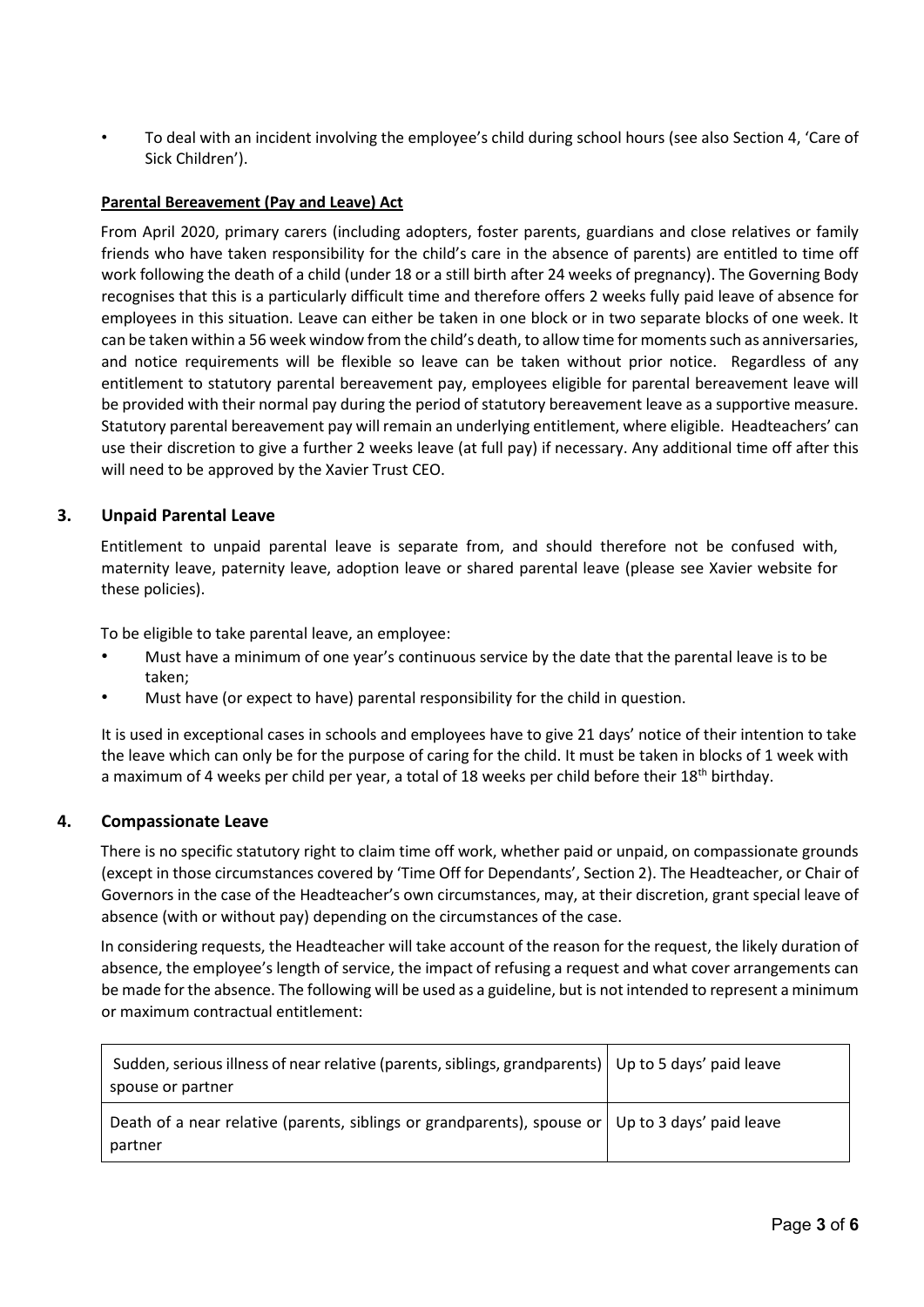- To deal with an incident involving the employee's child during school hours (see also Section 4, 'Care of Sick Children').

**Parental Bereavement (Pay and Leave) Act**

From April 2020, primary carers (including adopters, foster parents, guardians and close relatives or family friends who have taken responsibility for the child's care in the absence of parents) are entitled to time off work following the death of a child (under 18 or a still birth after 24 weeks of pregnancy). The Governing Body recognises that this is a particularly difficult time and therefore offers 2 weeks fully paid leave of absence for employees in this situation. Leave can either be taken in one block or in two separate blocks of one week. It can be taken within a 56 week window from the child's death, to allow time for moments such as anniversaries, and notice requirements will be flexible so leave can be taken without prior notice. Regardless of any entitlement to statutory parental bereavement pay, employees eligible for parental bereavement leave will be provided with their normal pay during the period of statutory bereavement leave as a supportive measure. Statutory parental bereavement pay will remain an underlying entitlement, where eligible. Headteachers' can use their discretion to give a further 2 weeks leave (at full pay) if necessary. Any additional time off after this will need to be approved by the Xavier Trust CEO.

## 3. Unpaid Parental Leave

Entitlement to unpaid parental leave is separate from, and should therefore not be confused with, maternity leave, paternity leave, adoption leave or shared parental leave (please see Xavier website for these policies).

To be eligible to take parental leave, an employee:

- Must have a minimum of one year's continuous service by the date that the parental leave is to be taken;
- Must have (or expect to have) parental responsibility for the child in question.

It is used in exceptional cases in schools and employees have to give 21 days' notice of their intention to take the leave which can only be for the purpose of caring for the child. It must be taken in blocks of 1 week with a maximum of 4 weeks per child per year, a total of 18 weeks per child before their 18th birthday.

## 4. Compassionate Leave

There is no specific statutory right to claim time off work, whether paid or unpaid, on compassionate grounds (except in those circumstances covered by 'Time Off for Dependants', Section 2). The Headteacher, or Chair of Governors in the case of the Headteacher's own circumstances, may, at their discretion, grant special leave of absence (with or without pay) depending on the circumstances of the case.

In considering requests, the Headteacher will take account of the reason for the request, the likely duration of absence, the employee's length of service, the impact of refusing a request and what cover arrangements can be made for the absence. The following will be used as a guideline, but is not intended to represent a minimum or maximum contractual entitlement:

| | |
|---|---|
| Sudden, serious illness of near relative (parents, siblings, grandparents) spouse or partner | Up to 5 days' paid leave |
| Death of a near relative (parents, siblings or grandparents), spouse or partner | Up to 3 days' paid leave |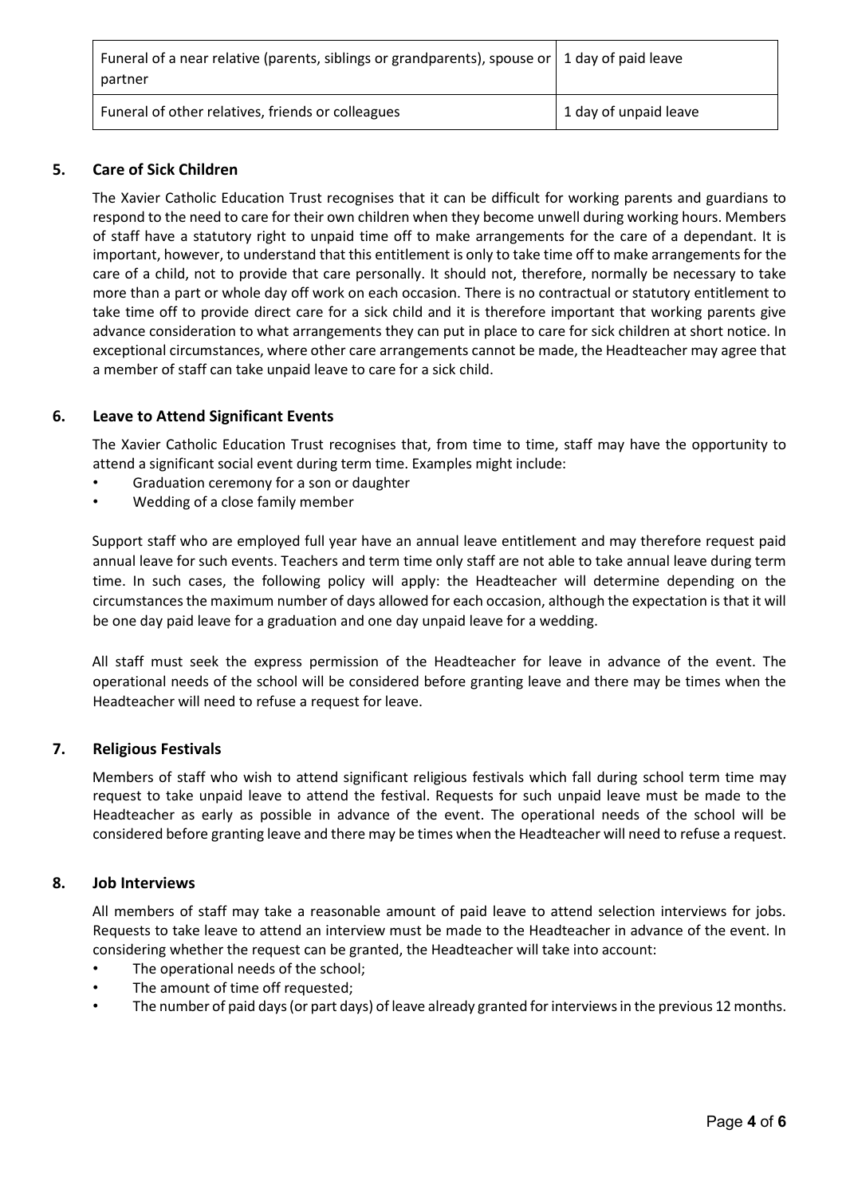| Funeral of a near relative (parents, siblings or grandparents), spouse or partner | 1 day of paid leave |
| --- | --- |
| Funeral of other relatives, friends or colleagues | 1 day of unpaid leave |

## 5. Care of Sick Children

The Xavier Catholic Education Trust recognises that it can be difficult for working parents and guardians to respond to the need to care for their own children when they become unwell during working hours. Members of staff have a statutory right to unpaid time off to make arrangements for the care of a dependant. It is important, however, to understand that this entitlement is only to take time off to make arrangements for the care of a child, not to provide that care personally. It should not, therefore, normally be necessary to take more than a part or whole day off work on each occasion. There is no contractual or statutory entitlement to take time off to provide direct care for a sick child and it is therefore important that working parents give advance consideration to what arrangements they can put in place to care for sick children at short notice. In exceptional circumstances, where other care arrangements cannot be made, the Headteacher may agree that a member of staff can take unpaid leave to care for a sick child.

## 6. Leave to Attend Significant Events

The Xavier Catholic Education Trust recognises that, from time to time, staff may have the opportunity to attend a significant social event during term time. Examples might include:

- Graduation ceremony for a son or daughter
- Wedding of a close family member

Support staff who are employed full year have an annual leave entitlement and may therefore request paid annual leave for such events. Teachers and term time only staff are not able to take annual leave during term time. In such cases, the following policy will apply: the Headteacher will determine depending on the circumstances the maximum number of days allowed for each occasion, although the expectation is that it will be one day paid leave for a graduation and one day unpaid leave for a wedding.

All staff must seek the express permission of the Headteacher for leave in advance of the event. The operational needs of the school will be considered before granting leave and there may be times when the Headteacher will need to refuse a request for leave.

## 7. Religious Festivals

Members of staff who wish to attend significant religious festivals which fall during school term time may request to take unpaid leave to attend the festival. Requests for such unpaid leave must be made to the Headteacher as early as possible in advance of the event. The operational needs of the school will be considered before granting leave and there may be times when the Headteacher will need to refuse a request.

## 8. Job Interviews

All members of staff may take a reasonable amount of paid leave to attend selection interviews for jobs. Requests to take leave to attend an interview must be made to the Headteacher in advance of the event. In considering whether the request can be granted, the Headteacher will take into account:

- The operational needs of the school;
- The amount of time off requested;
- The number of paid days (or part days) of leave already granted for interviews in the previous 12 months.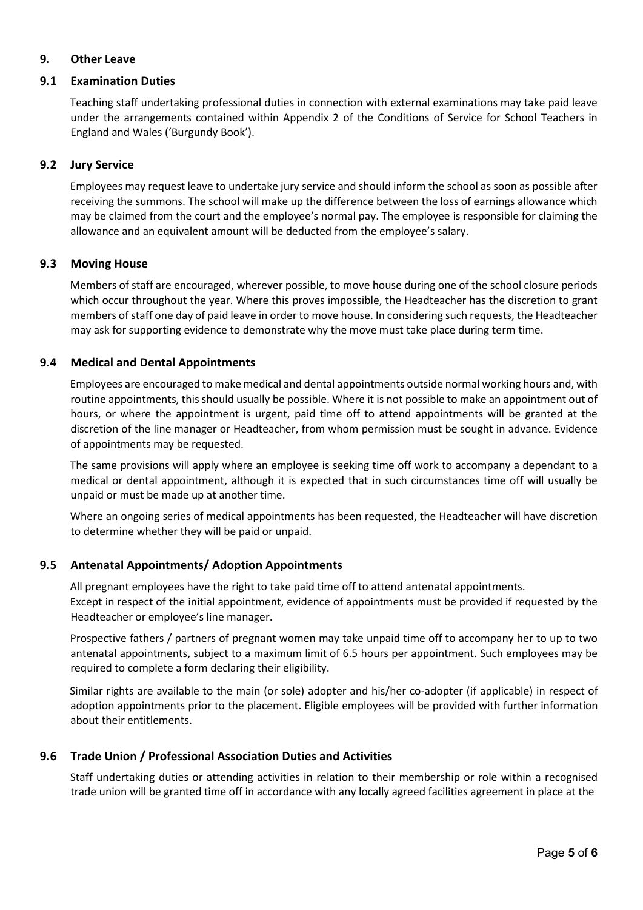## 9. Other Leave

### 9.1 Examination Duties

Teaching staff undertaking professional duties in connection with external examinations may take paid leave under the arrangements contained within Appendix 2 of the Conditions of Service for School Teachers in England and Wales ('Burgundy Book').

### 9.2 Jury Service

Employees may request leave to undertake jury service and should inform the school as soon as possible after receiving the summons. The school will make up the difference between the loss of earnings allowance which may be claimed from the court and the employee's normal pay. The employee is responsible for claiming the allowance and an equivalent amount will be deducted from the employee's salary.

### 9.3 Moving House

Members of staff are encouraged, wherever possible, to move house during one of the school closure periods which occur throughout the year. Where this proves impossible, the Headteacher has the discretion to grant members of staff one day of paid leave in order to move house. In considering such requests, the Headteacher may ask for supporting evidence to demonstrate why the move must take place during term time.

### 9.4 Medical and Dental Appointments

Employees are encouraged to make medical and dental appointments outside normal working hours and, with routine appointments, this should usually be possible. Where it is not possible to make an appointment out of hours, or where the appointment is urgent, paid time off to attend appointments will be granted at the discretion of the line manager or Headteacher, from whom permission must be sought in advance. Evidence of appointments may be requested.

The same provisions will apply where an employee is seeking time off work to accompany a dependant to a medical or dental appointment, although it is expected that in such circumstances time off will usually be unpaid or must be made up at another time.

Where an ongoing series of medical appointments has been requested, the Headteacher will have discretion to determine whether they will be paid or unpaid.

### 9.5 Antenatal Appointments/ Adoption Appointments

All pregnant employees have the right to take paid time off to attend antenatal appointments.
Except in respect of the initial appointment, evidence of appointments must be provided if requested by the Headteacher or employee's line manager.

Prospective fathers / partners of pregnant women may take unpaid time off to accompany her to up to two antenatal appointments, subject to a maximum limit of 6.5 hours per appointment. Such employees may be required to complete a form declaring their eligibility.

Similar rights are available to the main (or sole) adopter and his/her co-adopter (if applicable) in respect of adoption appointments prior to the placement. Eligible employees will be provided with further information about their entitlements.

### 9.6 Trade Union / Professional Association Duties and Activities

Staff undertaking duties or attending activities in relation to their membership or role within a recognised trade union will be granted time off in accordance with any locally agreed facilities agreement in place at the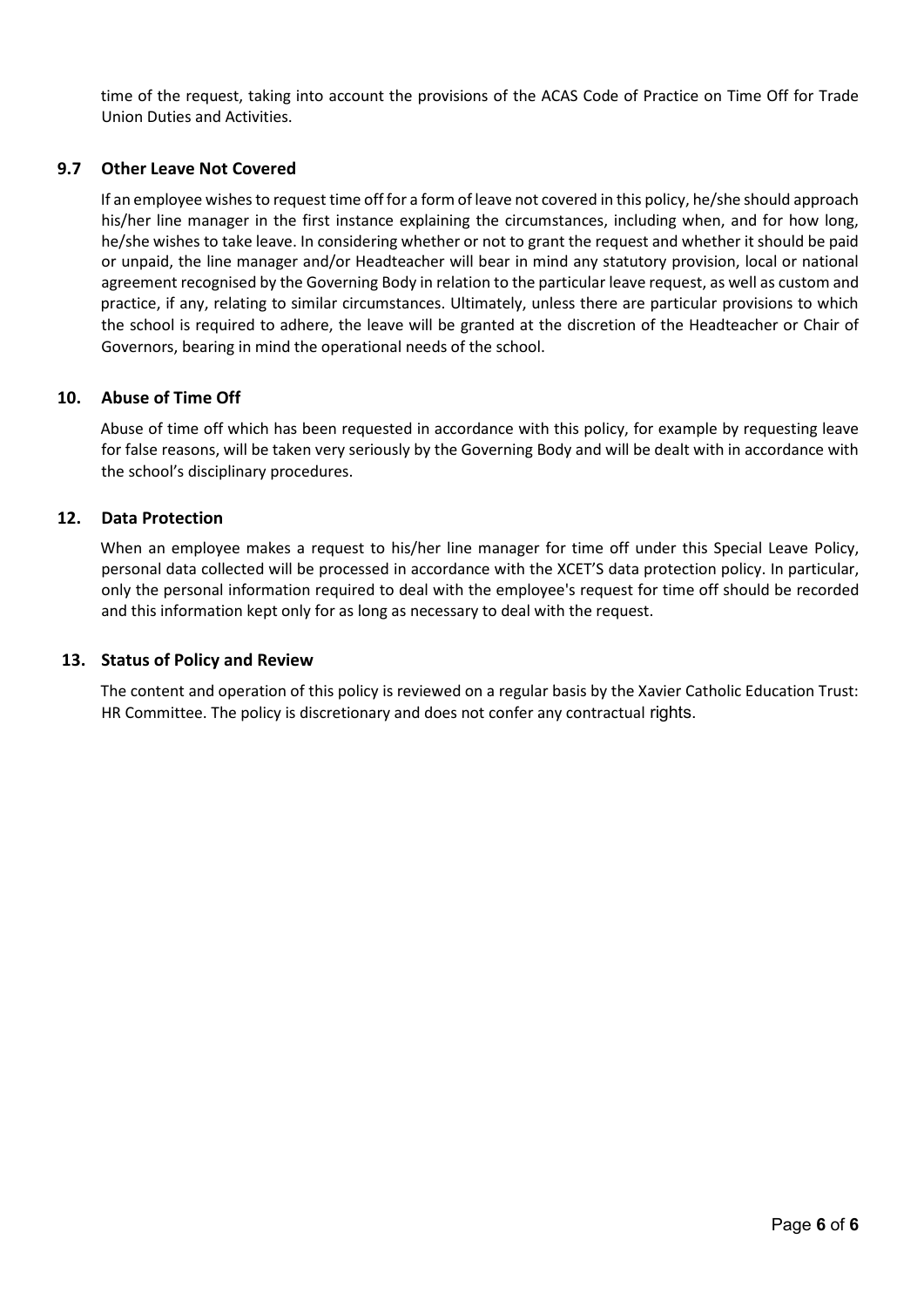time of the request, taking into account the provisions of the ACAS Code of Practice on Time Off for Trade Union Duties and Activities.

### 9.7 Other Leave Not Covered

If an employee wishes to request time off for a form of leave not covered in this policy, he/she should approach his/her line manager in the first instance explaining the circumstances, including when, and for how long, he/she wishes to take leave. In considering whether or not to grant the request and whether it should be paid or unpaid, the line manager and/or Headteacher will bear in mind any statutory provision, local or national agreement recognised by the Governing Body in relation to the particular leave request, as well as custom and practice, if any, relating to similar circumstances. Ultimately, unless there are particular provisions to which the school is required to adhere, the leave will be granted at the discretion of the Headteacher or Chair of Governors, bearing in mind the operational needs of the school.

## 10. Abuse of Time Off

Abuse of time off which has been requested in accordance with this policy, for example by requesting leave for false reasons, will be taken very seriously by the Governing Body and will be dealt with in accordance with the school's disciplinary procedures.

## 12. Data Protection

When an employee makes a request to his/her line manager for time off under this Special Leave Policy, personal data collected will be processed in accordance with the XCET'S data protection policy. In particular, only the personal information required to deal with the employee's request for time off should be recorded and this information kept only for as long as necessary to deal with the request.

## 13. Status of Policy and Review

The content and operation of this policy is reviewed on a regular basis by the Xavier Catholic Education Trust: HR Committee. The policy is discretionary and does not confer any contractual rights.